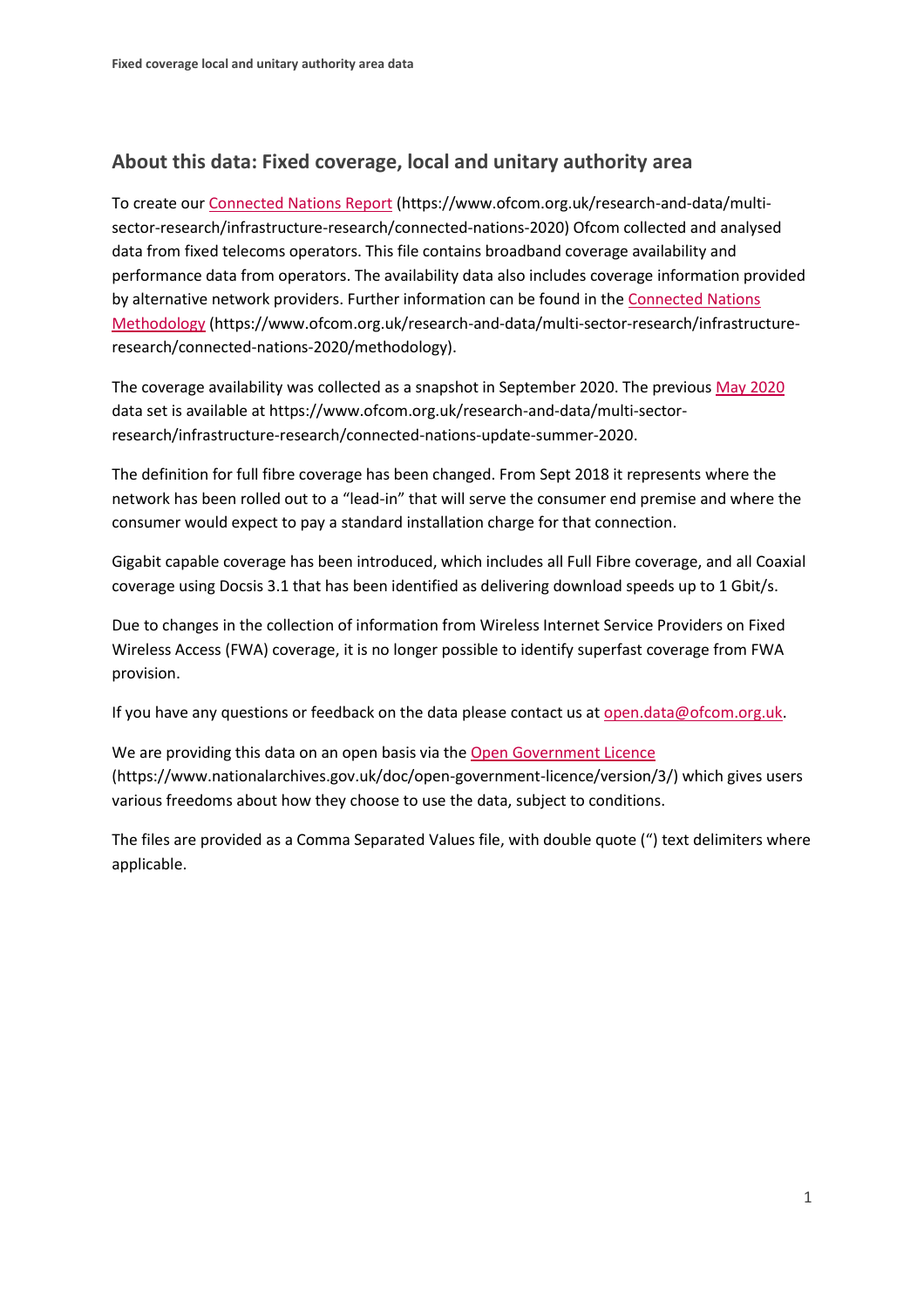## About this data: Fixed coverage, local and unitary authority area

To create our Connected Nations Report (https://www.ofcom.org.uk/research-and-data/multi-sector-research/infrastructure-research/connected-nations-2020) Ofcom collected and analysed data from fixed telecoms operators. This file contains broadband coverage availability and performance data from operators. The availability data also includes coverage information provided by alternative network providers. Further information can be found in the Connected Nations Methodology (https://www.ofcom.org.uk/research-and-data/multi-sector-research/infrastructure-research/connected-nations-2020/methodology).

The coverage availability was collected as a snapshot in September 2020. The previous May 2020 data set is available at https://www.ofcom.org.uk/research-and-data/multi-sector-research/infrastructure-research/connected-nations-update-summer-2020.

The definition for full fibre coverage has been changed. From Sept 2018 it represents where the network has been rolled out to a "lead-in" that will serve the consumer end premise and where the consumer would expect to pay a standard installation charge for that connection.

Gigabit capable coverage has been introduced, which includes all Full Fibre coverage, and all Coaxial coverage using Docsis 3.1 that has been identified as delivering download speeds up to 1 Gbit/s.

Due to changes in the collection of information from Wireless Internet Service Providers on Fixed Wireless Access (FWA) coverage, it is no longer possible to identify superfast coverage from FWA provision.

If you have any questions or feedback on the data please contact us at open.data@ofcom.org.uk.

We are providing this data on an open basis via the Open Government Licence (https://www.nationalarchives.gov.uk/doc/open-government-licence/version/3/) which gives users various freedoms about how they choose to use the data, subject to conditions.

The files are provided as a Comma Separated Values file, with double quote (") text delimiters where applicable.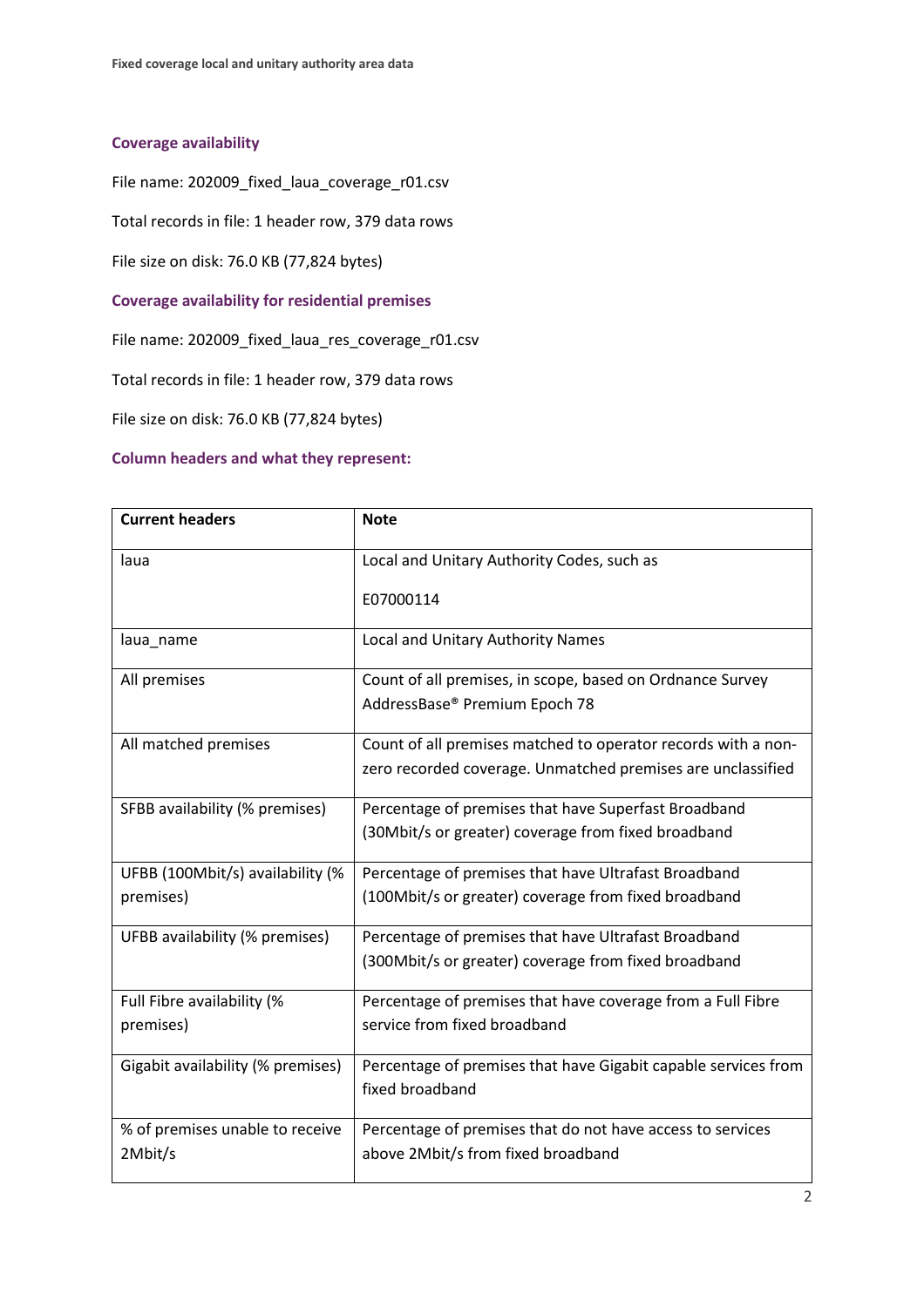### Coverage availability

File name: 202009_fixed_laua_coverage_r01.csv

Total records in file: 1 header row, 379 data rows

File size on disk: 76.0 KB (77,824 bytes)

### Coverage availability for residential premises

File name: 202009_fixed_laua_res_coverage_r01.csv

Total records in file: 1 header row, 379 data rows

File size on disk: 76.0 KB (77,824 bytes)

### Column headers and what they represent:

| Current headers | Note |
|---|---|
| laua | Local and Unitary Authority Codes, such as E07000114 |
| laua_name | Local and Unitary Authority Names |
| All premises | Count of all premises, in scope, based on Ordnance Survey AddressBase® Premium Epoch 78 |
| All matched premises | Count of all premises matched to operator records with a non-zero recorded coverage. Unmatched premises are unclassified |
| SFBB availability (% premises) | Percentage of premises that have Superfast Broadband (30Mbit/s or greater) coverage from fixed broadband |
| UFBB (100Mbit/s) availability (% premises) | Percentage of premises that have Ultrafast Broadband (100Mbit/s or greater) coverage from fixed broadband |
| UFBB availability (% premises) | Percentage of premises that have Ultrafast Broadband (300Mbit/s or greater) coverage from fixed broadband |
| Full Fibre availability (% premises) | Percentage of premises that have coverage from a Full Fibre service from fixed broadband |
| Gigabit availability (% premises) | Percentage of premises that have Gigabit capable services from fixed broadband |
| % of premises unable to receive 2Mbit/s | Percentage of premises that do not have access to services above 2Mbit/s from fixed broadband |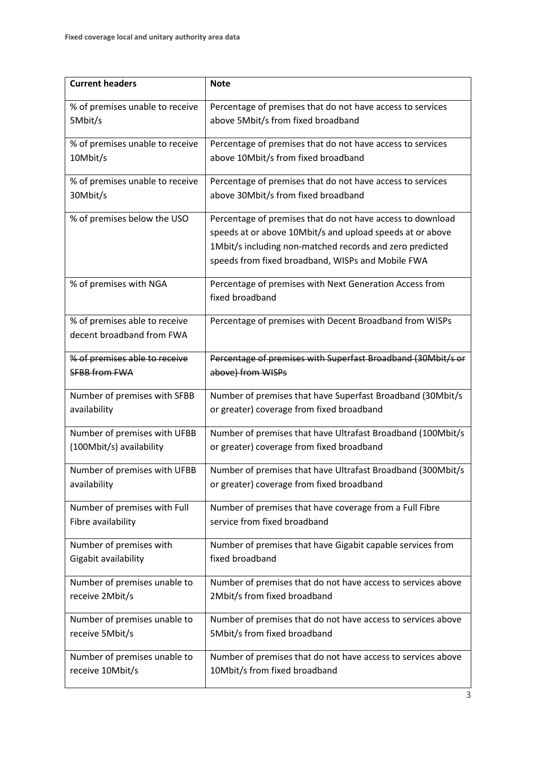| Current headers | Note |
|---|---|
| % of premises unable to receive 5Mbit/s | Percentage of premises that do not have access to services above 5Mbit/s from fixed broadband |
| % of premises unable to receive 10Mbit/s | Percentage of premises that do not have access to services above 10Mbit/s from fixed broadband |
| % of premises unable to receive 30Mbit/s | Percentage of premises that do not have access to services above 30Mbit/s from fixed broadband |
| % of premises below the USO | Percentage of premises that do not have access to download speeds at or above 10Mbit/s and upload speeds at or above 1Mbit/s including non-matched records and zero predicted speeds from fixed broadband, WISPs and Mobile FWA |
| % of premises with NGA | Percentage of premises with Next Generation Access from fixed broadband |
| % of premises able to receive decent broadband from FWA | Percentage of premises with Decent Broadband from WISPs |
| ~~% of premises able to receive SFBB from FWA~~ | ~~Percentage of premises with Superfast Broadband (30Mbit/s or above) from WISPs~~ |
| Number of premises with SFBB availability | Number of premises that have Superfast Broadband (30Mbit/s or greater) coverage from fixed broadband |
| Number of premises with UFBB (100Mbit/s) availability | Number of premises that have Ultrafast Broadband (100Mbit/s or greater) coverage from fixed broadband |
| Number of premises with UFBB availability | Number of premises that have Ultrafast Broadband (300Mbit/s or greater) coverage from fixed broadband |
| Number of premises with Full Fibre availability | Number of premises that have coverage from a Full Fibre service from fixed broadband |
| Number of premises with Gigabit availability | Number of premises that have Gigabit capable services from fixed broadband |
| Number of premises unable to receive 2Mbit/s | Number of premises that do not have access to services above 2Mbit/s from fixed broadband |
| Number of premises unable to receive 5Mbit/s | Number of premises that do not have access to services above 5Mbit/s from fixed broadband |
| Number of premises unable to receive 10Mbit/s | Number of premises that do not have access to services above 10Mbit/s from fixed broadband |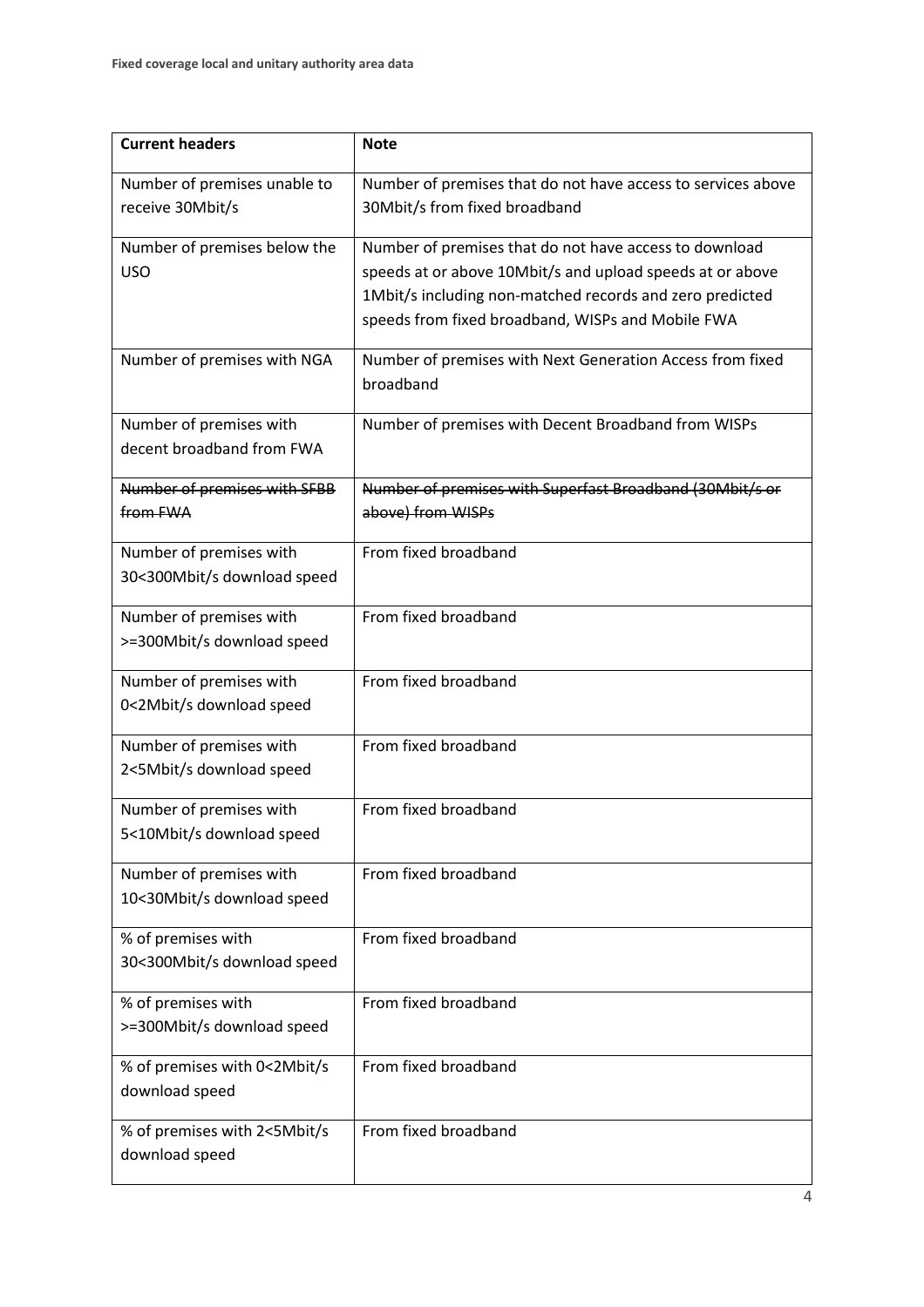| Current headers | Note |
| --- | --- |
| Number of premises unable to receive 30Mbit/s | Number of premises that do not have access to services above 30Mbit/s from fixed broadband |
| Number of premises below the USO | Number of premises that do not have access to download speeds at or above 10Mbit/s and upload speeds at or above 1Mbit/s including non-matched records and zero predicted speeds from fixed broadband, WISPs and Mobile FWA |
| Number of premises with NGA | Number of premises with Next Generation Access from fixed broadband |
| Number of premises with decent broadband from FWA | Number of premises with Decent Broadband from WISPs |
| ~~Number of premises with SFBB from FWA~~ | ~~Number of premises with Superfast Broadband (30Mbit/s or above) from WISPs~~ |
| Number of premises with 30<300Mbit/s download speed | From fixed broadband |
| Number of premises with >=300Mbit/s download speed | From fixed broadband |
| Number of premises with 0<2Mbit/s download speed | From fixed broadband |
| Number of premises with 2<5Mbit/s download speed | From fixed broadband |
| Number of premises with 5<10Mbit/s download speed | From fixed broadband |
| Number of premises with 10<30Mbit/s download speed | From fixed broadband |
| % of premises with 30<300Mbit/s download speed | From fixed broadband |
| % of premises with >=300Mbit/s download speed | From fixed broadband |
| % of premises with 0<2Mbit/s download speed | From fixed broadband |
| % of premises with 2<5Mbit/s download speed | From fixed broadband |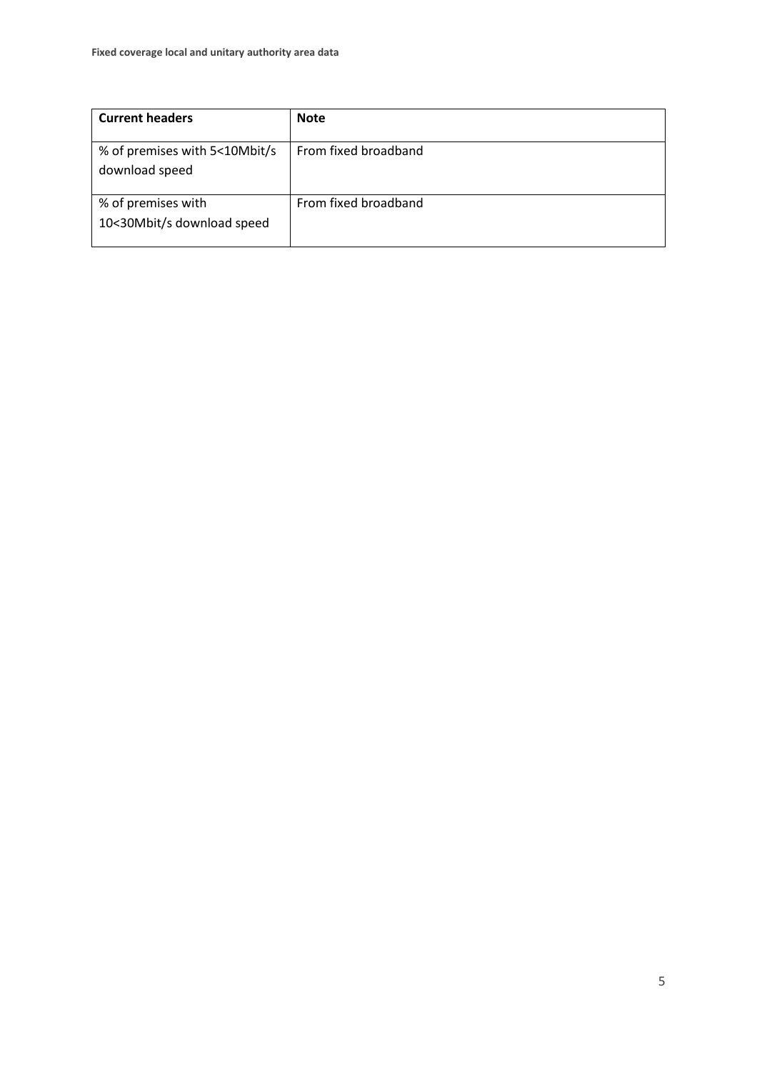| Current headers | Note |
| --- | --- |
| % of premises with 5<10Mbit/s download speed | From fixed broadband |
| % of premises with 10<30Mbit/s download speed | From fixed broadband |